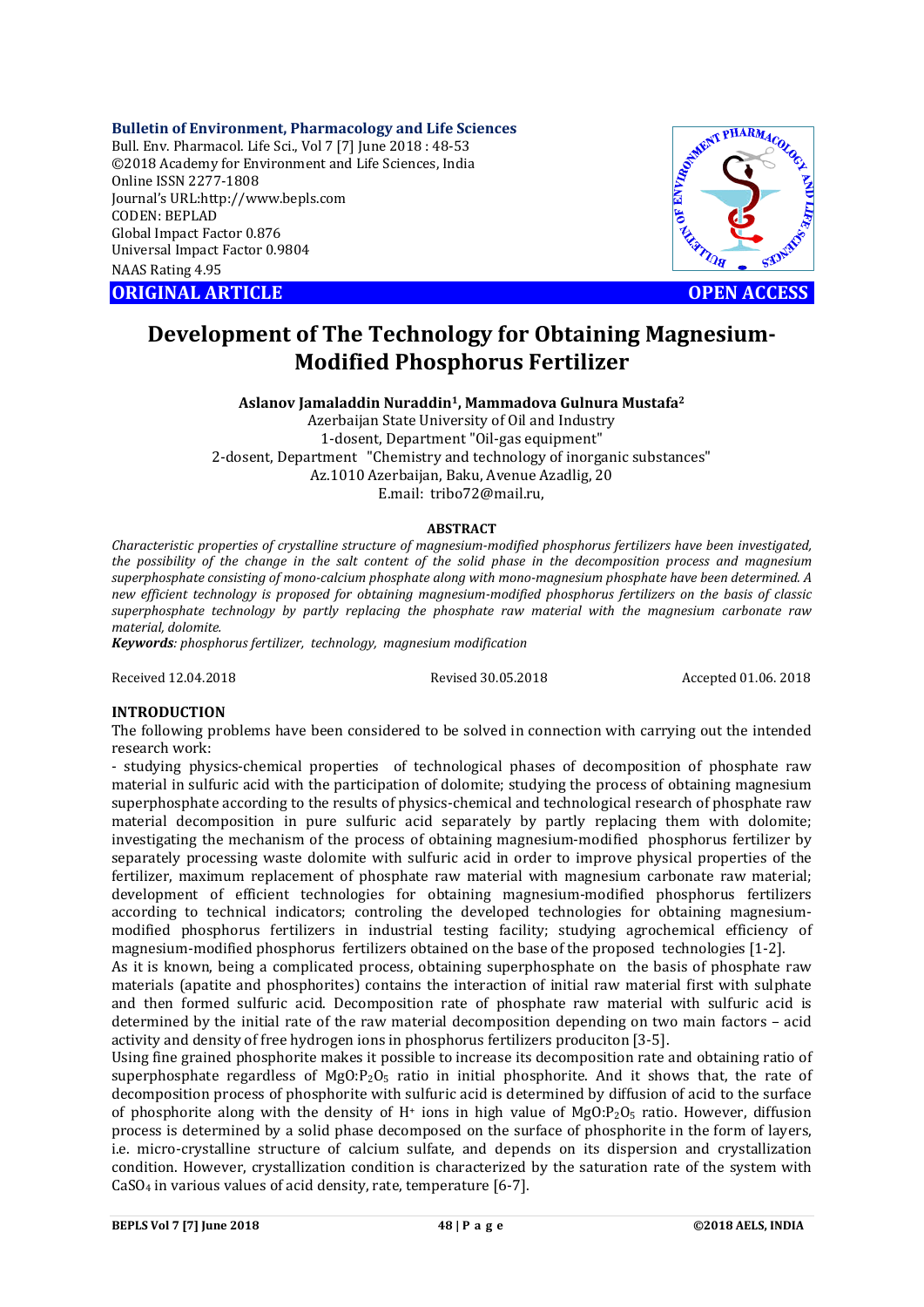**Bulletin of Environment, Pharmacology and Life Sciences**
Bull. Env. Pharmacol. Life Sci., Vol 7 [7] June 2018 : 48-53
©2018 Academy for Environment and Life Sciences, India
Online ISSN 2277-1808
Journal's URL:http://www.bepls.com
CODEN: BEPLAD
Global Impact Factor 0.876
Universal Impact Factor 0.9804
NAAS Rating 4.95

**ORIGINAL ARTICLE** **OPEN ACCESS**

# Development of The Technology for Obtaining Magnesium-Modified Phosphorus Fertilizer

**Aslanov Jamaladdin Nuraddin[1], Mammadova Gulnura Mustafa[2]**

Azerbaijan State University of Oil and Industry
1-dosent, Department "Oil-gas equipment"
2-dosent, Department "Chemistry and technology of inorganic substances"
Az.1010 Azerbaijan, Baku, Avenue Azadlig, 20
E.mail: tribo72@mail.ru,

## ABSTRACT

*Characteristic properties of crystalline structure of magnesium-modified phosphorus fertilizers have been investigated, the possibility of the change in the salt content of the solid phase in the decomposition process and magnesium superphosphate consisting of mono-calcium phosphate along with mono-magnesium phosphate have been determined. A new efficient technology is proposed for obtaining magnesium-modified phosphorus fertilizers on the basis of classic superphosphate technology by partly replacing the phosphate raw material with the magnesium carbonate raw material, dolomite.*

***Keywords****: phosphorus fertilizer, technology, magnesium modification*

Received 12.04.2018 Revised 30.05.2018 Accepted 01.06. 2018

## INTRODUCTION

The following problems have been considered to be solved in connection with carrying out the intended research work:

- studying physics-chemical properties of technological phases of decomposition of phosphate raw material in sulfuric acid with the participation of dolomite; studying the process of obtaining magnesium superphosphate according to the results of physics-chemical and technological research of phosphate raw material decomposition in pure sulfuric acid separately by partly replacing them with dolomite; investigating the mechanism of the process of obtaining magnesium-modified phosphorus fertilizer by separately processing waste dolomite with sulfuric acid in order to improve physical properties of the fertilizer, maximum replacement of phosphate raw material with magnesium carbonate raw material; development of efficient technologies for obtaining magnesium-modified phosphorus fertilizers according to technical indicators; controling the developed technologies for obtaining magnesium-modified phosphorus fertilizers in industrial testing facility; studying agrochemical efficiency of magnesium-modified phosphorus fertilizers obtained on the base of the proposed technologies [1-2].

As it is known, being a complicated process, obtaining superphosphate on the basis of phosphate raw materials (apatite and phosphorites) contains the interaction of initial raw material first with sulphate and then formed sulfuric acid. Decomposition rate of phosphate raw material with sulfuric acid is determined by the initial rate of the raw material decomposition depending on two main factors – acid activity and density of free hydrogen ions in phosphorus fertilizers produciton [3-5].

Using fine grained phosphorite makes it possible to increase its decomposition rate and obtaining ratio of superphosphate regardless of $MgO:P_2O_5$ ratio in initial phosphorite. And it shows that, the rate of decomposition process of phosphorite with sulfuric acid is determined by diffusion of acid to the surface of phosphorite along with the density of $H^+$ ions in high value of $MgO:P_2O_5$ ratio. However, diffusion process is determined by a solid phase decomposed on the surface of phosphorite in the form of layers, i.e. micro-crystalline structure of calcium sulfate, and depends on its dispersion and crystallization condition. However, crystallization condition is characterized by the saturation rate of the system with $CaSO_4$ in various values of acid density, rate, temperature [6-7].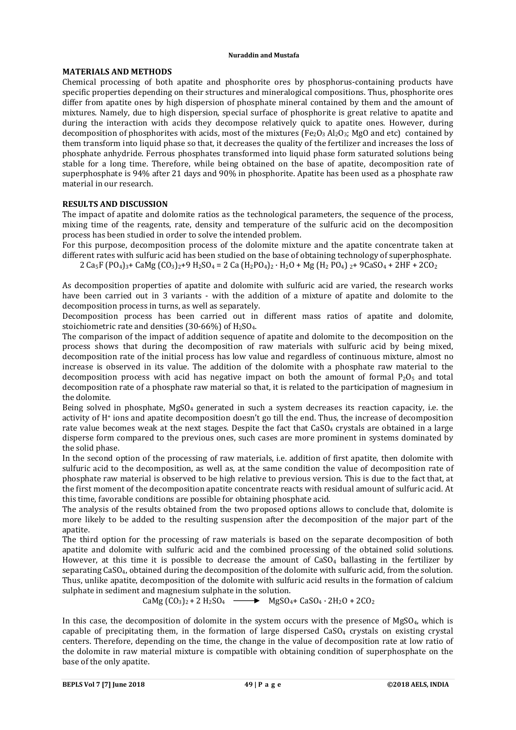## MATERIALS AND METHODS

Chemical processing of both apatite and phosphorite ores by phosphorus-containing products have specific properties depending on their structures and mineralogical compositions. Thus, phosphorite ores differ from apatite ones by high dispersion of phosphate mineral contained by them and the amount of mixtures. Namely, due to high dispersion, special surface of phosphorite is great relative to apatite and during the interaction with acids they decompose relatively quick to apatite ones. However, during decomposition of phosphorites with acids, most of the mixtures ($Fe_2O_3$ $Al_2O_3$; MgO and etc) contained by them transform into liquid phase so that, it decreases the quality of the fertilizer and increases the loss of phosphate anhydride. Ferrous phosphates transformed into liquid phase form saturated solutions being stable for a long time. Therefore, while being obtained on the base of apatite, decomposition rate of superphosphate is 94% after 21 days and 90% in phosphorite. Apatite has been used as a phosphate raw material in our research.

## RESULTS AND DISCUSSION

The impact of apatite and dolomite ratios as the technological parameters, the sequence of the process, mixing time of the reagents, rate, density and temperature of the sulfuric acid on the decomposition process has been studied in order to solve the intended problem.

For this purpose, decomposition process of the dolomite mixture and the apatite concentrate taken at different rates with sulfuric acid has been studied on the base of obtaining technology of superphosphate.

$$2\,Ca_5F\,(PO_4)_3 + CaMg\,(CO_3)_2 + 9\,H_2SO_4 = 2\,Ca\,(H_2PO_4)_2 \cdot H_2O + Mg\,(H_2\,PO_4)_2 + 9CaSO_4 + 2HF + 2CO_2$$

As decomposition properties of apatite and dolomite with sulfuric acid are varied, the research works have been carried out in 3 variants - with the addition of a mixture of apatite and dolomite to the decomposition process in turns, as well as separately.

Decomposition process has been carried out in different mass ratios of apatite and dolomite, stoichiometric rate and densities (30-66%) of $H_2SO_4$.

The comparison of the impact of addition sequence of apatite and dolomite to the decomposition on the process shows that during the decomposition of raw materials with sulfuric acid by being mixed, decomposition rate of the initial process has low value and regardless of continuous mixture, almost no increase is observed in its value. The addition of the dolomite with a phosphate raw material to the decomposition process with acid has negative impact on both the amount of formal $P_2O_5$ and total decomposition rate of a phosphate raw material so that, it is related to the participation of magnesium in the dolomite.

Being solved in phosphate, $MgSO_4$ generated in such a system decreases its reaction capacity, i.e. the activity of $H^+$ ions and apatite decomposition doesn't go till the end. Thus, the increase of decomposition rate value becomes weak at the next stages. Despite the fact that $CaSO_4$ crystals are obtained in a large disperse form compared to the previous ones, such cases are more prominent in systems dominated by the solid phase.

In the second option of the processing of raw materials, i.e. addition of first apatite, then dolomite with sulfuric acid to the decomposition, as well as, at the same condition the value of decomposition rate of phosphate raw material is observed to be high relative to previous version. This is due to the fact that, at the first moment of the decomposition apatite concentrate reacts with residual amount of sulfuric acid. At this time, favorable conditions are possible for obtaining phosphate acid.

The analysis of the results obtained from the two proposed options allows to conclude that, dolomite is more likely to be added to the resulting suspension after the decomposition of the major part of the apatite.

The third option for the processing of raw materials is based on the separate decomposition of both apatite and dolomite with sulfuric acid and the combined processing of the obtained solid solutions. However, at this time it is possible to decrease the amount of $CaSO_4$ ballasting in the fertilizer by separating $CaSO_4$, obtained during the decomposition of the dolomite with sulfuric acid, from the solution. Thus, unlike apatite, decomposition of the dolomite with sulfuric acid results in the formation of calcium sulphate in sediment and magnesium sulphate in the solution.

$$CaMg\,(CO_3)_2 + 2\,H_2SO_4 \longrightarrow MgSO_4 + CaSO_4 \cdot 2H_2O + 2CO_2$$

In this case, the decomposition of dolomite in the system occurs with the presence of $MgSO_4$, which is capable of precipitating them, in the formation of large dispersed $CaSO_4$ crystals on existing crystal centers. Therefore, depending on the time, the change in the value of decomposition rate at low ratio of the dolomite in raw material mixture is compatible with obtaining condition of superphosphate on the base of the only apatite.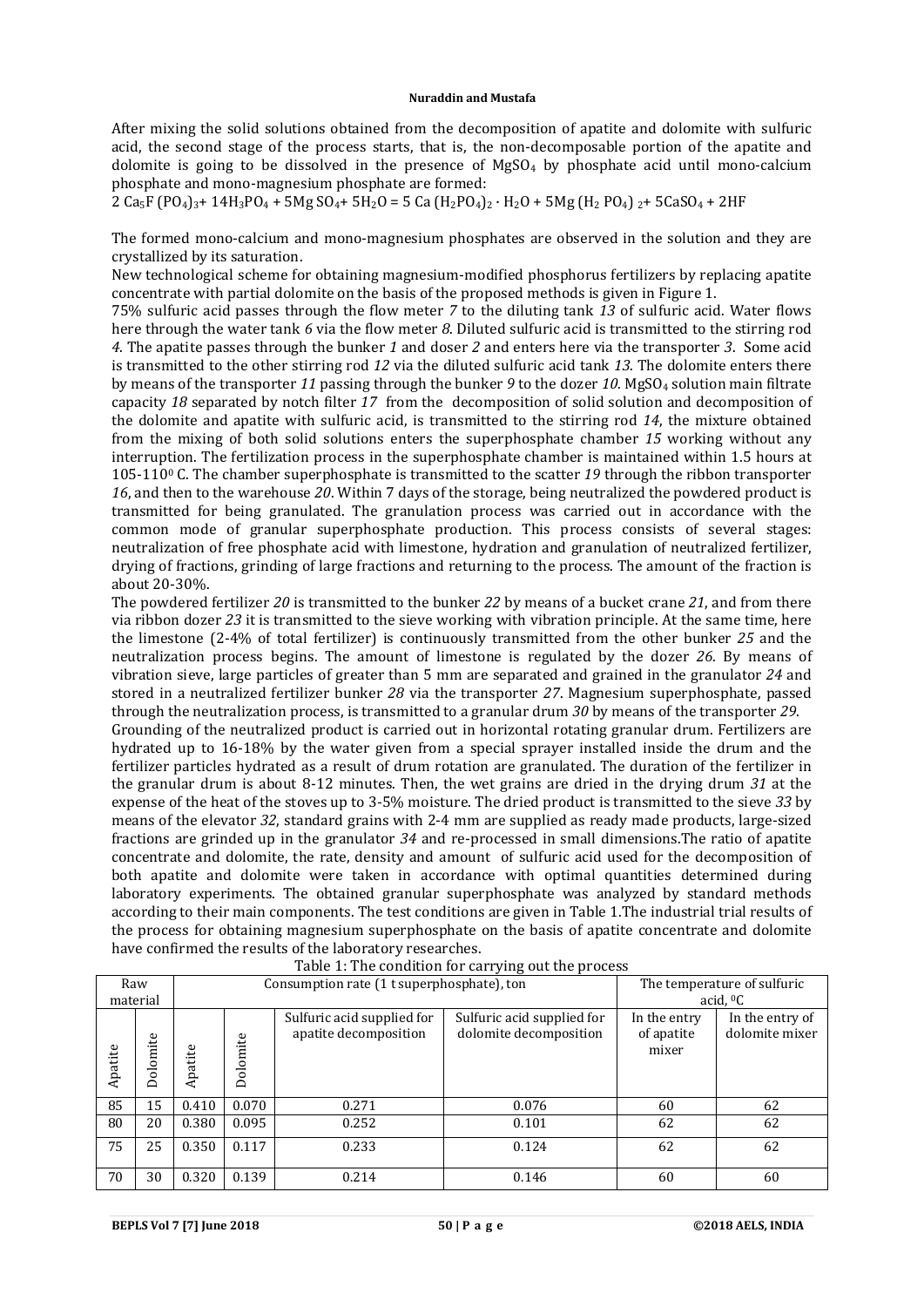After mixing the solid solutions obtained from the decomposition of apatite and dolomite with sulfuric acid, the second stage of the process starts, that is, the non-decomposable portion of the apatite and dolomite is going to be dissolved in the presence of $MgSO_4$ by phosphate acid until mono-calcium phosphate and mono-magnesium phosphate are formed:

$2\,Ca_5F\,(PO_4)_3 + 14H_3PO_4 + 5Mg\,SO_4 + 5H_2O = 5\,Ca\,(H_2PO_4)_2 \cdot H_2O + 5Mg\,(H_2\,PO_4)_2 + 5CaSO_4 + 2HF$

The formed mono-calcium and mono-magnesium phosphates are observed in the solution and they are crystallized by its saturation.

New technological scheme for obtaining magnesium-modified phosphorus fertilizers by replacing apatite concentrate with partial dolomite on the basis of the proposed methods is given in Figure 1.

75% sulfuric acid passes through the flow meter *7* to the diluting tank *13* of sulfuric acid. Water flows here through the water tank *6* via the flow meter *8*. Diluted sulfuric acid is transmitted to the stirring rod *4*. The apatite passes through the bunker *1* and doser *2* and enters here via the transporter *3*. Some acid is transmitted to the other stirring rod *12* via the diluted sulfuric acid tank *13*. The dolomite enters there by means of the transporter *11* passing through the bunker *9* to the dozer *10*. $MgSO_4$ solution main filtrate capacity *18* separated by notch filter *17* from the decomposition of solid solution and decomposition of the dolomite and apatite with sulfuric acid, is transmitted to the stirring rod *14*, the mixture obtained from the mixing of both solid solutions enters the superphosphate chamber *15* working without any interruption. The fertilization process in the superphosphate chamber is maintained within 1.5 hours at 105-110$^0$ C. The chamber superphosphate is transmitted to the scatter *19* through the ribbon transporter *16*, and then to the warehouse *20*. Within 7 days of the storage, being neutralized the powdered product is transmitted for being granulated. The granulation process was carried out in accordance with the common mode of granular superphosphate production. This process consists of several stages: neutralization of free phosphate acid with limestone, hydration and granulation of neutralized fertilizer, drying of fractions, grinding of large fractions and returning to the process. The amount of the fraction is about 20-30%.

The powdered fertilizer *20* is transmitted to the bunker *22* by means of a bucket crane *21*, and from there via ribbon dozer *23* it is transmitted to the sieve working with vibration principle. At the same time, here the limestone (2-4% of total fertilizer) is continuously transmitted from the other bunker *25* and the neutralization process begins. The amount of limestone is regulated by the dozer *26*. By means of vibration sieve, large particles of greater than 5 mm are separated and grained in the granulator *24* and stored in a neutralized fertilizer bunker *28* via the transporter *27*. Magnesium superphosphate, passed through the neutralization process, is transmitted to a granular drum *30* by means of the transporter *29*.

Grounding of the neutralized product is carried out in horizontal rotating granular drum. Fertilizers are hydrated up to 16-18% by the water given from a special sprayer installed inside the drum and the fertilizer particles hydrated as a result of drum rotation are granulated. The duration of the fertilizer in the granular drum is about 8-12 minutes. Then, the wet grains are dried in the drying drum *31* at the expense of the heat of the stoves up to 3-5% moisture. The dried product is transmitted to the sieve *33* by means of the elevator *32*, standard grains with 2-4 mm are supplied as ready made products, large-sized fractions are grinded up in the granulator *34* and re-processed in small dimensions.The ratio of apatite concentrate and dolomite, the rate, density and amount of sulfuric acid used for the decomposition of both apatite and dolomite were taken in accordance with optimal quantities determined during laboratory experiments. The obtained granular superphosphate was analyzed by standard methods according to their main components. The test conditions are given in Table 1.The industrial trial results of the process for obtaining magnesium superphosphate on the basis of apatite concentrate and dolomite have confirmed the results of the laboratory researches.

Table 1: The condition for carrying out the process

| Raw material | | Consumption rate (1 t superphosphate), ton | | | | The temperature of sulfuric acid, $^0$C | |
|---|---|---|---|---|---|---|---|
| Apatite | Dolomite | Apatite | Dolomite | Sulfuric acid supplied for apatite decomposition | Sulfuric acid supplied for dolomite decomposition | In the entry of apatite mixer | In the entry of dolomite mixer |
| 85 | 15 | 0.410 | 0.070 | 0.271 | 0.076 | 60 | 62 |
| 80 | 20 | 0.380 | 0.095 | 0.252 | 0.101 | 62 | 62 |
| 75 | 25 | 0.350 | 0.117 | 0.233 | 0.124 | 62 | 62 |
| 70 | 30 | 0.320 | 0.139 | 0.214 | 0.146 | 60 | 60 |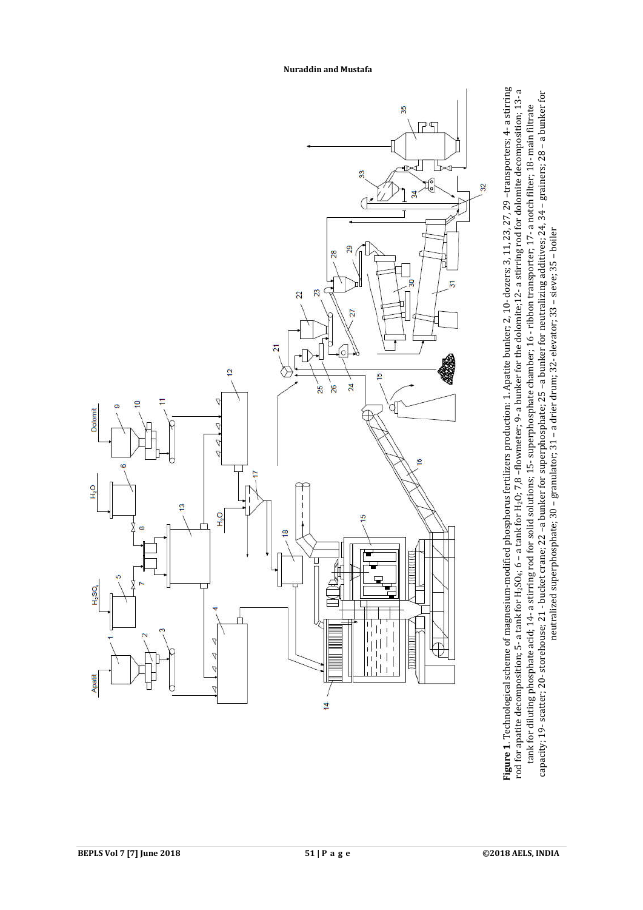**Figure 1.** Technological scheme of magnesium-modified phosphorus fertilizers production: 1. Apatite bunker; 2, 10- dozers; 3, 11, 23, 27, 29 –transporters; 4- a stirring rod for apatite decomposition; 5- a tank for $H_2SO_4$; 6 – a tank for $H_2O$; 7,8 –flowmeter; 9- a bunker for the dolomite;12- a stirring rod for dolomite decomposition; 13- a tank for diluting phosphate acid; 14- a stirring rod for solid solutions; 15- superphosphate chamber; 16 - ribbon transporter; 17- a notch filter; 18- main filtrate capacity; 19- scatter; 20- storehouse; 21 - bucket crane; 22 –a bunker for superphosphate; 25 –a bunker for neutralizing additives; 24, 34 – grainers; 28 – a bunker for neutralized superphosphate; 30 – granulator; 31 – a drier drum; 32- elevator; 33 – sieve; 35 – boiler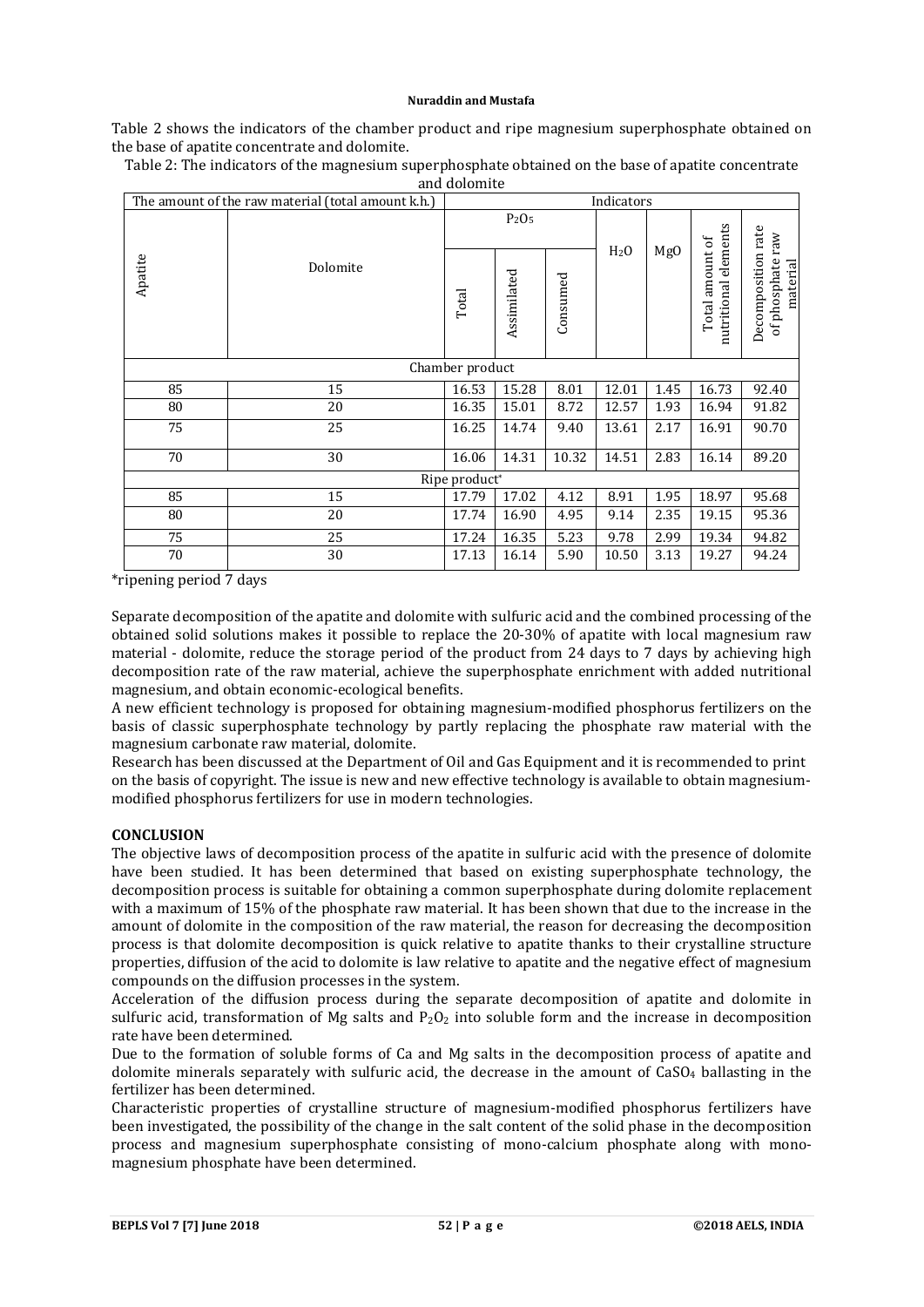Table 2 shows the indicators of the chamber product and ripe magnesium superphosphate obtained on the base of apatite concentrate and dolomite.

Table 2: The indicators of the magnesium superphosphate obtained on the base of apatite concentrate and dolomite

| The amount of the raw material (total amount k.h.) | | Indicators | | | | | | |
|---|---|---|---|---|---|---|---|---|
| Apatite | Dolomite | $P_2O_5$ | | | $H_2O$ | MgO | Total amount of nutritional elements | Decomposition rate of phosphate raw material |
| | | Total | Assimilated | Consumed | | | | |
| Chamber product | | | | | | | | |
| 85 | 15 | 16.53 | 15.28 | 8.01 | 12.01 | 1.45 | 16.73 | 92.40 |
| 80 | 20 | 16.35 | 15.01 | 8.72 | 12.57 | 1.93 | 16.94 | 91.82 |
| 75 | 25 | 16.25 | 14.74 | 9.40 | 13.61 | 2.17 | 16.91 | 90.70 |
| 70 | 30 | 16.06 | 14.31 | 10.32 | 14.51 | 2.83 | 16.14 | 89.20 |
| Ripe product* | | | | | | | | |
| 85 | 15 | 17.79 | 17.02 | 4.12 | 8.91 | 1.95 | 18.97 | 95.68 |
| 80 | 20 | 17.74 | 16.90 | 4.95 | 9.14 | 2.35 | 19.15 | 95.36 |
| 75 | 25 | 17.24 | 16.35 | 5.23 | 9.78 | 2.99 | 19.34 | 94.82 |
| 70 | 30 | 17.13 | 16.14 | 5.90 | 10.50 | 3.13 | 19.27 | 94.24 |

*ripening period 7 days

Separate decomposition of the apatite and dolomite with sulfuric acid and the combined processing of the obtained solid solutions makes it possible to replace the 20-30% of apatite with local magnesium raw material - dolomite, reduce the storage period of the product from 24 days to 7 days by achieving high decomposition rate of the raw material, achieve the superphosphate enrichment with added nutritional magnesium, and obtain economic-ecological benefits.

A new efficient technology is proposed for obtaining magnesium-modified phosphorus fertilizers on the basis of classic superphosphate technology by partly replacing the phosphate raw material with the magnesium carbonate raw material, dolomite.

Research has been discussed at the Department of Oil and Gas Equipment and it is recommended to print on the basis of copyright. The issue is new and new effective technology is available to obtain magnesium-modified phosphorus fertilizers for use in modern technologies.

## CONCLUSION

The objective laws of decomposition process of the apatite in sulfuric acid with the presence of dolomite have been studied. It has been determined that based on existing superphosphate technology, the decomposition process is suitable for obtaining a common superphosphate during dolomite replacement with a maximum of 15% of the phosphate raw material. It has been shown that due to the increase in the amount of dolomite in the composition of the raw material, the reason for decreasing the decomposition process is that dolomite decomposition is quick relative to apatite thanks to their crystalline structure properties, diffusion of the acid to dolomite is law relative to apatite and the negative effect of magnesium compounds on the diffusion processes in the system.

Acceleration of the diffusion process during the separate decomposition of apatite and dolomite in sulfuric acid, transformation of Mg salts and $P_2O_2$ into soluble form and the increase in decomposition rate have been determined.

Due to the formation of soluble forms of Ca and Mg salts in the decomposition process of apatite and dolomite minerals separately with sulfuric acid, the decrease in the amount of $CaSO_4$ ballasting in the fertilizer has been determined.

Characteristic properties of crystalline structure of magnesium-modified phosphorus fertilizers have been investigated, the possibility of the change in the salt content of the solid phase in the decomposition process and magnesium superphosphate consisting of mono-calcium phosphate along with mono-magnesium phosphate have been determined.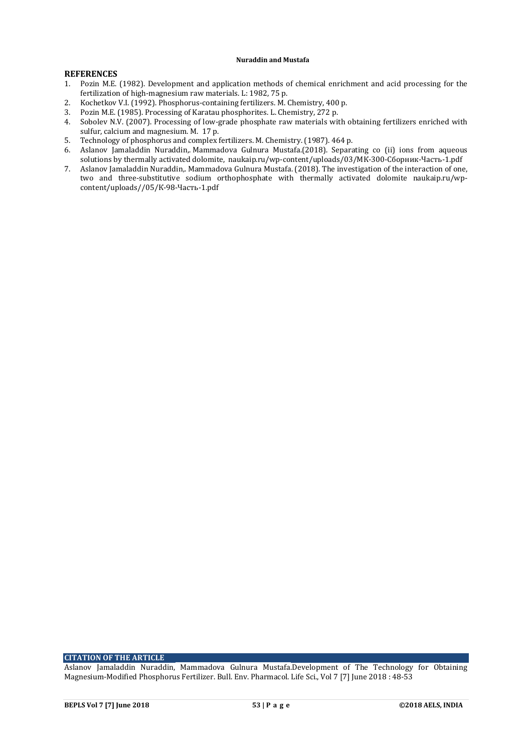## REFERENCES

1. Pozin M.E. (1982). Development and application methods of chemical enrichment and acid processing for the fertilization of high-magnesium raw materials. L: 1982, 75 p.
2. Kochetkov V.I. (1992). Phosphorus-containing fertilizers. M. Chemistry, 400 p.
3. Pozin M.E. (1985). Processing of Karatau phosphorites. L. Chemistry, 272 p.
4. Sobolev N.V. (2007). Processing of low-grade phosphate raw materials with obtaining fertilizers enriched with sulfur, calcium and magnesium. M. 17 p.
5. Technology of phosphorus and complex fertilizers. M. Chemistry. (1987). 464 p.
6. Aslanov Jamaladdin Nuraddin,. Mammadova Gulnura Mustafa.(2018). Separating co (ii) ions from aqueous solutions by thermally activated dolomite, naukaip.ru/wp-content/uploads/03/МК-300-Сборник-Часть-1.pdf
7. Aslanov Jamaladdin Nuraddin,. Mammadova Gulnura Mustafa. (2018). The investigation of the interaction of one, two and three-substitutive sodium orthophosphate with thermally activated dolomite naukaip.ru/wp-content/uploads//05/К-98-Часть-1.pdf

**CITATION OF THE ARTICLE**

Aslanov Jamaladdin Nuraddin, Mammadova Gulnura Mustafa.Development of The Technology for Obtaining Magnesium-Modified Phosphorus Fertilizer. Bull. Env. Pharmacol. Life Sci., Vol 7 [7] June 2018 : 48-53